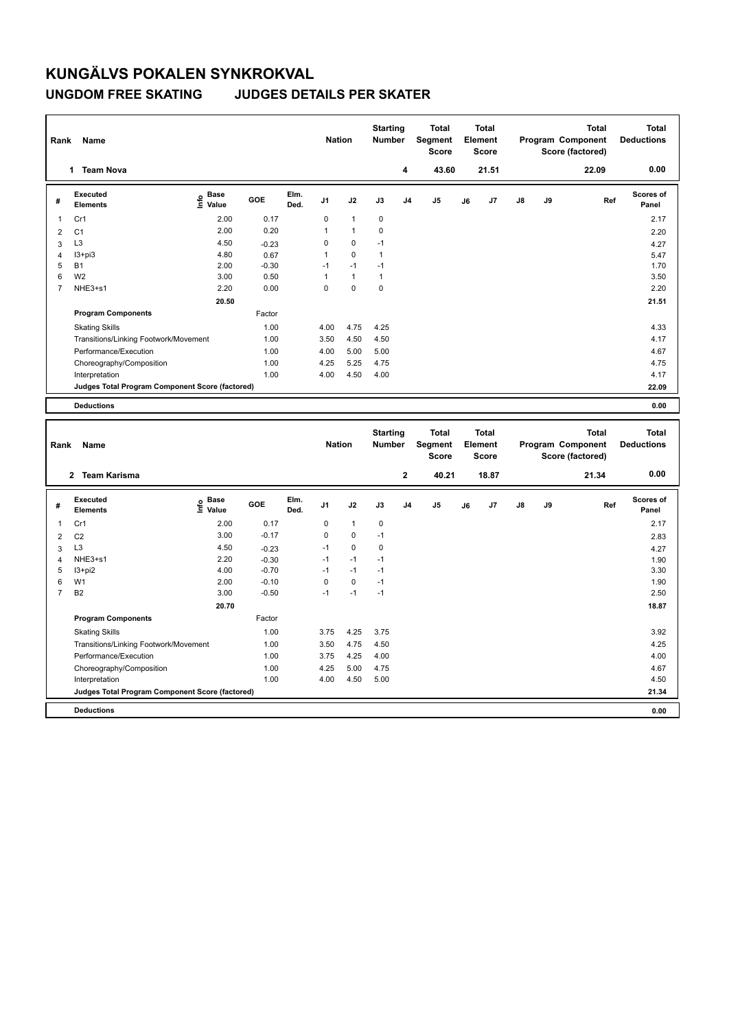# KUNGÄLVS POKALEN SYNKROKVAL

## UNGDOM FREE SKATING JUDGES DETAILS PER SKATER

| Rank | Name | Nation | Starting Number | Total Segment Score | Total Element Score | Total Program Component Score (factored) | Total Deductions |
|---|---|---|---|---|---|---|---|
| 1 | Team Nova | | 4 | 43.60 | 21.51 | 22.09 | 0.00 |

| # | Executed Elements | Info | Base Value | GOE | Elm. Ded. | J1 | J2 | J3 | J4 | J5 | J6 | J7 | J8 | J9 | Ref | Scores of Panel |
|---|---|---|---|---|---|---|---|---|---|---|---|---|---|---|---|---|
| 1 | Cr1 | | 2.00 | 0.17 | | 0 | 1 | 0 | | | | | | | | 2.17 |
| 2 | C1 | | 2.00 | 0.20 | | 1 | 1 | 0 | | | | | | | | 2.20 |
| 3 | L3 | | 4.50 | -0.23 | | 0 | 0 | -1 | | | | | | | | 4.27 |
| 4 | I3+pi3 | | 4.80 | 0.67 | | 1 | 0 | 1 | | | | | | | | 5.47 |
| 5 | B1 | | 2.00 | -0.30 | | -1 | -1 | -1 | | | | | | | | 1.70 |
| 6 | W2 | | 3.00 | 0.50 | | 1 | 1 | 1 | | | | | | | | 3.50 |
| 7 | NHE3+s1 | | 2.20 | 0.00 | | 0 | 0 | 0 | | | | | | | | 2.20 |
| | | | 20.50 | | | | | | | | | | | | | 21.51 |

| Program Components | Factor | J1 | J2 | J3 | Scores of Panel |
|---|---|---|---|---|---|
| Skating Skills | 1.00 | 4.00 | 4.75 | 4.25 | 4.33 |
| Transitions/Linking Footwork/Movement | 1.00 | 3.50 | 4.50 | 4.50 | 4.17 |
| Performance/Execution | 1.00 | 4.00 | 5.00 | 5.00 | 4.67 |
| Choreography/Composition | 1.00 | 4.25 | 5.25 | 4.75 | 4.75 |
| Interpretation | 1.00 | 4.00 | 4.50 | 4.00 | 4.17 |
| Judges Total Program Component Score (factored) | | | | | 22.09 |

**Deductions** 0.00

| Rank | Name | Nation | Starting Number | Total Segment Score | Total Element Score | Total Program Component Score (factored) | Total Deductions |
|---|---|---|---|---|---|---|---|
| 2 | Team Karisma | | 2 | 40.21 | 18.87 | 21.34 | 0.00 |

| # | Executed Elements | Info | Base Value | GOE | Elm. Ded. | J1 | J2 | J3 | J4 | J5 | J6 | J7 | J8 | J9 | Ref | Scores of Panel |
|---|---|---|---|---|---|---|---|---|---|---|---|---|---|---|---|---|
| 1 | Cr1 | | 2.00 | 0.17 | | 0 | 1 | 0 | | | | | | | | 2.17 |
| 2 | C2 | | 3.00 | -0.17 | | 0 | 0 | -1 | | | | | | | | 2.83 |
| 3 | L3 | | 4.50 | -0.23 | | -1 | 0 | 0 | | | | | | | | 4.27 |
| 4 | NHE3+s1 | | 2.20 | -0.30 | | -1 | -1 | -1 | | | | | | | | 1.90 |
| 5 | I3+pi2 | | 4.00 | -0.70 | | -1 | -1 | -1 | | | | | | | | 3.30 |
| 6 | W1 | | 2.00 | -0.10 | | 0 | 0 | -1 | | | | | | | | 1.90 |
| 7 | B2 | | 3.00 | -0.50 | | -1 | -1 | -1 | | | | | | | | 2.50 |
| | | | 20.70 | | | | | | | | | | | | | 18.87 |

| Program Components | Factor | J1 | J2 | J3 | Scores of Panel |
|---|---|---|---|---|---|
| Skating Skills | 1.00 | 3.75 | 4.25 | 3.75 | 3.92 |
| Transitions/Linking Footwork/Movement | 1.00 | 3.50 | 4.75 | 4.50 | 4.25 |
| Performance/Execution | 1.00 | 3.75 | 4.25 | 4.00 | 4.00 |
| Choreography/Composition | 1.00 | 4.25 | 5.00 | 4.75 | 4.67 |
| Interpretation | 1.00 | 4.00 | 4.50 | 5.00 | 4.50 |
| Judges Total Program Component Score (factored) | | | | | 21.34 |

**Deductions** 0.00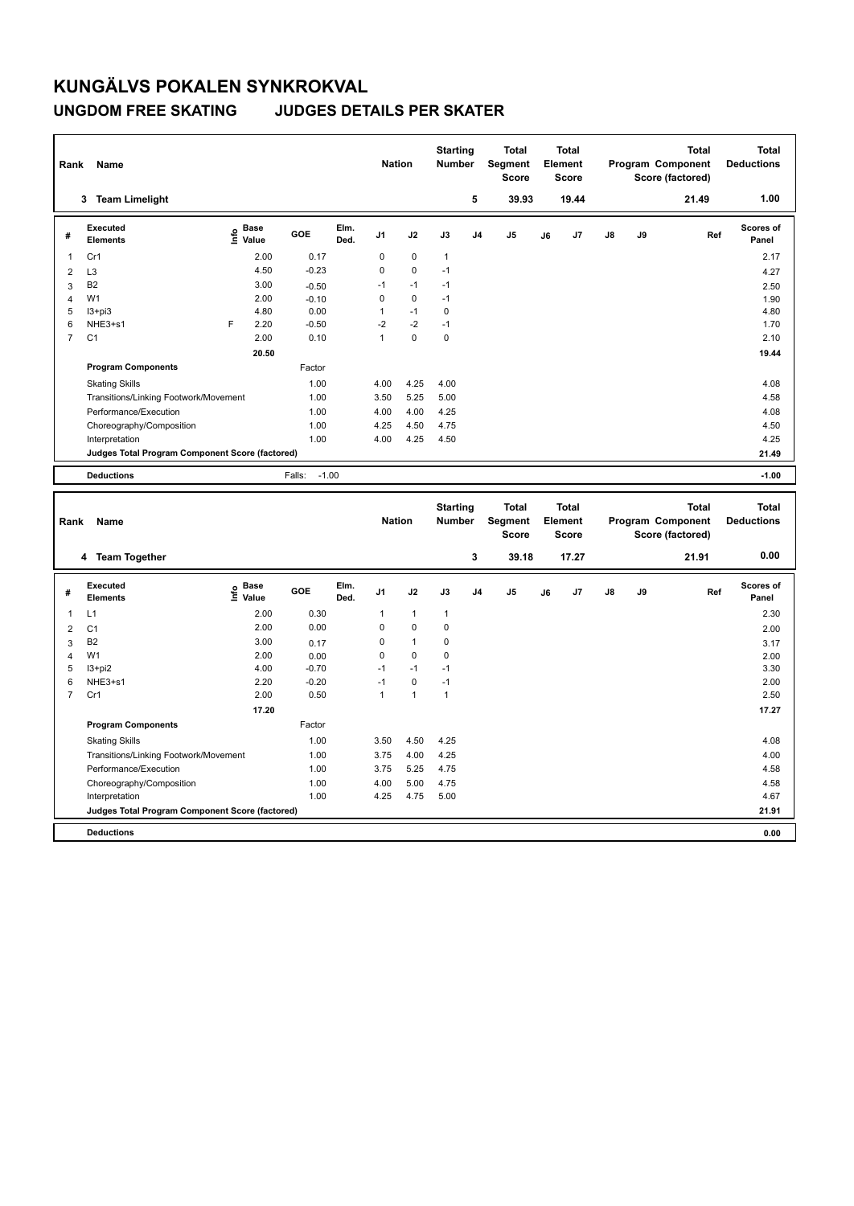# KUNGÄLVS POKALEN SYNKROKVAL

## UNGDOM FREE SKATING JUDGES DETAILS PER SKATER

| Rank | Name | Nation | Starting Number | Total Segment Score | Total Element Score | Total Program Component Score (factored) | Total Deductions |
|---|---|---|---|---|---|---|---|
| 3 | Team Limelight | | 5 | 39.93 | 19.44 | 21.49 | 1.00 |

| # | Executed Elements | Info | Base Value | GOE | Elm. Ded. | J1 | J2 | J3 | J4 | J5 | J6 | J7 | J8 | J9 | Ref | Scores of Panel |
|---|---|---|---|---|---|---|---|---|---|---|---|---|---|---|---|---|
| 1 | Cr1 | | 2.00 | 0.17 | | 0 | 0 | 1 | | | | | | | | 2.17 |
| 2 | L3 | | 4.50 | -0.23 | | 0 | 0 | -1 | | | | | | | | 4.27 |
| 3 | B2 | | 3.00 | -0.50 | | -1 | -1 | -1 | | | | | | | | 2.50 |
| 4 | W1 | | 2.00 | -0.10 | | 0 | 0 | -1 | | | | | | | | 1.90 |
| 5 | I3+pi3 | | 4.80 | 0.00 | | 1 | -1 | 0 | | | | | | | | 4.80 |
| 6 | NHE3+s1 | F | 2.20 | -0.50 | | -2 | -2 | -1 | | | | | | | | 1.70 |
| 7 | C1 | | 2.00 | 0.10 | | 1 | 0 | 0 | | | | | | | | 2.10 |
| | | | 20.50 | | | | | | | | | | | | | 19.44 |
| | **Program Components** | | | Factor | | | | | | | | | | | | |
| | Skating Skills | | | 1.00 | | 4.00 | 4.25 | 4.00 | | | | | | | | 4.08 |
| | Transitions/Linking Footwork/Movement | | | 1.00 | | 3.50 | 5.25 | 5.00 | | | | | | | | 4.58 |
| | Performance/Execution | | | 1.00 | | 4.00 | 4.00 | 4.25 | | | | | | | | 4.08 |
| | Choreography/Composition | | | 1.00 | | 4.25 | 4.50 | 4.75 | | | | | | | | 4.50 |
| | Interpretation | | | 1.00 | | 4.00 | 4.25 | 4.50 | | | | | | | | 4.25 |
| | Judges Total Program Component Score (factored) | | | | | | | | | | | | | | | 21.49 |
| | **Deductions** | | | Falls: -1.00 | | | | | | | | | | | | -1.00 |

| Rank | Name | Nation | Starting Number | Total Segment Score | Total Element Score | Total Program Component Score (factored) | Total Deductions |
|---|---|---|---|---|---|---|---|
| 4 | Team Together | | 3 | 39.18 | 17.27 | 21.91 | 0.00 |

| # | Executed Elements | Info | Base Value | GOE | Elm. Ded. | J1 | J2 | J3 | J4 | J5 | J6 | J7 | J8 | J9 | Ref | Scores of Panel |
|---|---|---|---|---|---|---|---|---|---|---|---|---|---|---|---|---|
| 1 | L1 | | 2.00 | 0.30 | | 1 | 1 | 1 | | | | | | | | 2.30 |
| 2 | C1 | | 2.00 | 0.00 | | 0 | 0 | 0 | | | | | | | | 2.00 |
| 3 | B2 | | 3.00 | 0.17 | | 0 | 1 | 0 | | | | | | | | 3.17 |
| 4 | W1 | | 2.00 | 0.00 | | 0 | 0 | 0 | | | | | | | | 2.00 |
| 5 | I3+pi2 | | 4.00 | -0.70 | | -1 | -1 | -1 | | | | | | | | 3.30 |
| 6 | NHE3+s1 | | 2.20 | -0.20 | | -1 | 0 | -1 | | | | | | | | 2.00 |
| 7 | Cr1 | | 2.00 | 0.50 | | 1 | 1 | 1 | | | | | | | | 2.50 |
| | | | 17.20 | | | | | | | | | | | | | 17.27 |
| | **Program Components** | | | Factor | | | | | | | | | | | | |
| | Skating Skills | | | 1.00 | | 3.50 | 4.50 | 4.25 | | | | | | | | 4.08 |
| | Transitions/Linking Footwork/Movement | | | 1.00 | | 3.75 | 4.00 | 4.25 | | | | | | | | 4.00 |
| | Performance/Execution | | | 1.00 | | 3.75 | 5.25 | 4.75 | | | | | | | | 4.58 |
| | Choreography/Composition | | | 1.00 | | 4.00 | 5.00 | 4.75 | | | | | | | | 4.58 |
| | Interpretation | | | 1.00 | | 4.25 | 4.75 | 5.00 | | | | | | | | 4.67 |
| | Judges Total Program Component Score (factored) | | | | | | | | | | | | | | | 21.91 |
| | **Deductions** | | | | | | | | | | | | | | | 0.00 |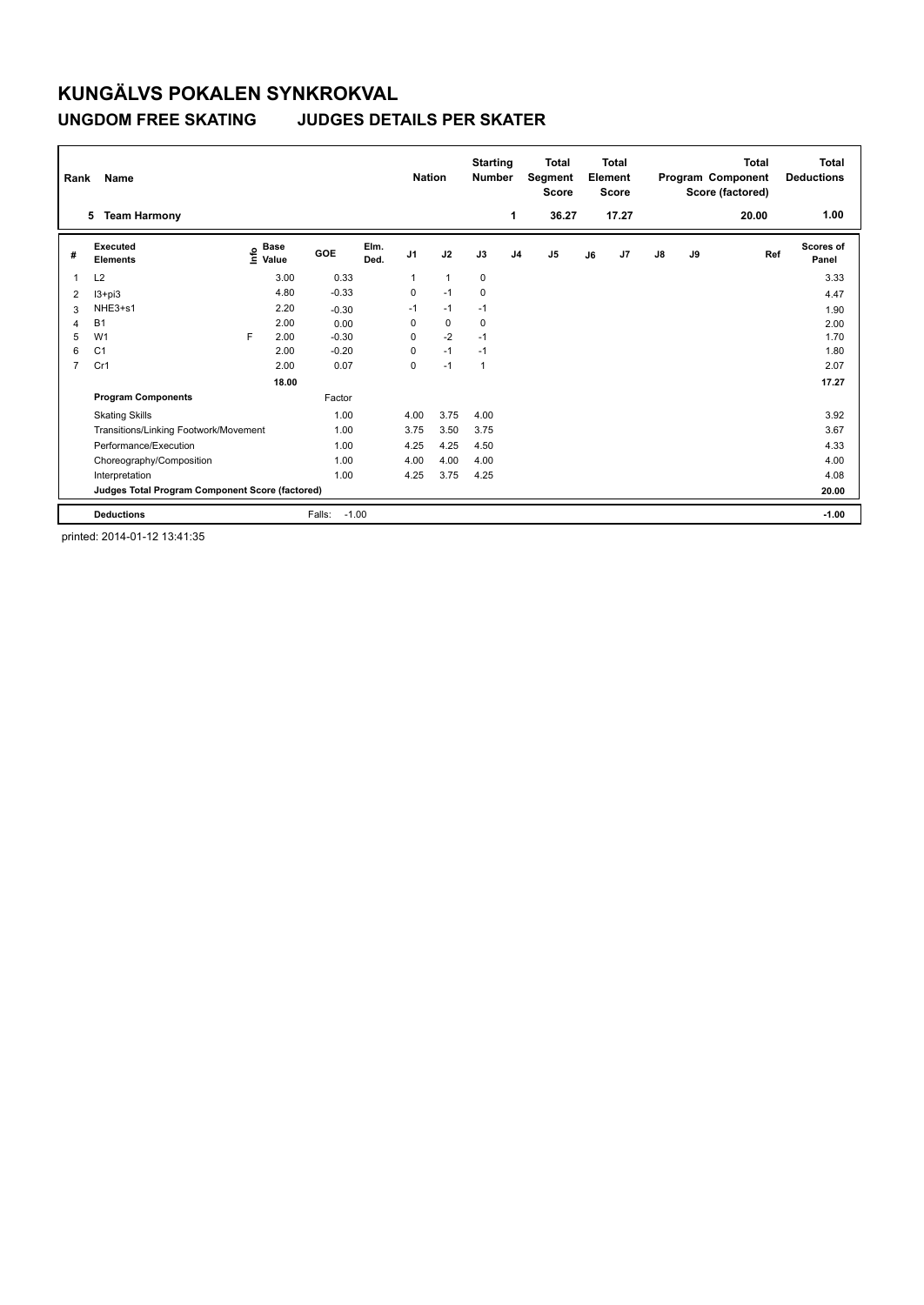# KUNGÄLVS POKALEN SYNKROKVAL

## UNGDOM FREE SKATING JUDGES DETAILS PER SKATER

| Rank | Name | Nation | Starting Number | Total Segment Score | Total Element Score | Total Program Component Score (factored) | Total Deductions |
|---|---|---|---|---|---|---|---|
| 5 | Team Harmony | | 1 | 36.27 | 17.27 | 20.00 | 1.00 |

| # | Executed Elements | Info | Base Value | GOE | Elm. Ded. | J1 | J2 | J3 | J4 | J5 | J6 | J7 | J8 | J9 | Ref | Scores of Panel |
|---|---|---|---|---|---|---|---|---|---|---|---|---|---|---|---|---|
| 1 | L2 | | 3.00 | 0.33 | | 1 | 1 | 0 | | | | | | | | 3.33 |
| 2 | I3+pi3 | | 4.80 | -0.33 | | 0 | -1 | 0 | | | | | | | | 4.47 |
| 3 | NHE3+s1 | | 2.20 | -0.30 | | -1 | -1 | -1 | | | | | | | | 1.90 |
| 4 | B1 | | 2.00 | 0.00 | | 0 | 0 | 0 | | | | | | | | 2.00 |
| 5 | W1 | F | 2.00 | -0.30 | | 0 | -2 | -1 | | | | | | | | 1.70 |
| 6 | C1 | | 2.00 | -0.20 | | 0 | -1 | -1 | | | | | | | | 1.80 |
| 7 | Cr1 | | 2.00 | 0.07 | | 0 | -1 | 1 | | | | | | | | 2.07 |
| | | | 18.00 | | | | | | | | | | | | | 17.27 |
| | **Program Components** | | | Factor | | | | | | | | | | | | |
| | Skating Skills | | | 1.00 | | 4.00 | 3.75 | 4.00 | | | | | | | | 3.92 |
| | Transitions/Linking Footwork/Movement | | | 1.00 | | 3.75 | 3.50 | 3.75 | | | | | | | | 3.67 |
| | Performance/Execution | | | 1.00 | | 4.25 | 4.25 | 4.50 | | | | | | | | 4.33 |
| | Choreography/Composition | | | 1.00 | | 4.00 | 4.00 | 4.00 | | | | | | | | 4.00 |
| | Interpretation | | | 1.00 | | 4.25 | 3.75 | 4.25 | | | | | | | | 4.08 |
| | **Judges Total Program Component Score (factored)** | | | | | | | | | | | | | | | 20.00 |
| | **Deductions** | | | Falls: -1.00 | | | | | | | | | | | | -1.00 |

printed: 2014-01-12 13:41:35